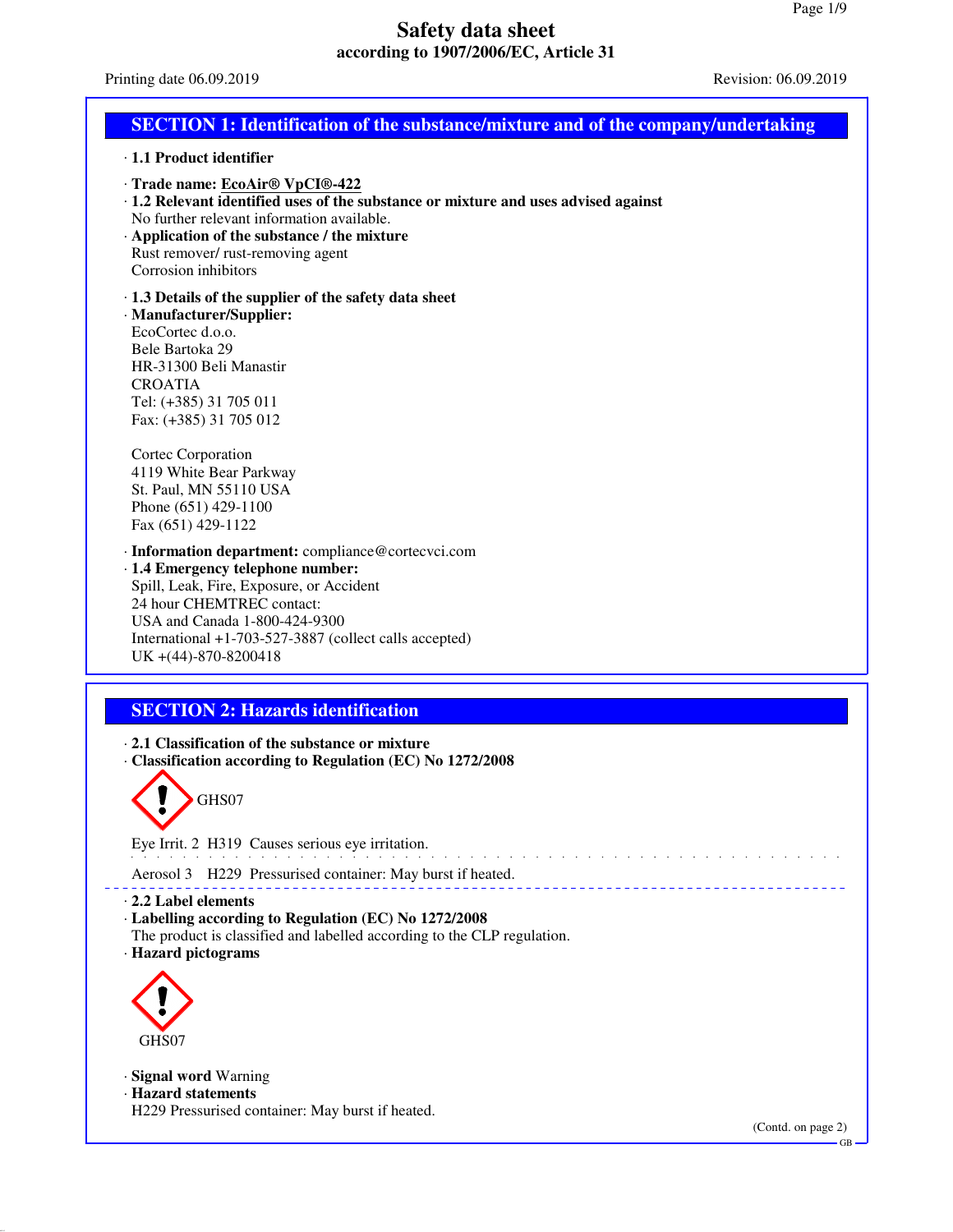# Safety data sheet
**according to 1907/2006/EC, Article 31**

Printing date 06.09.2019 Revision: 06.09.2019

## SECTION 1: Identification of the substance/mixture and of the company/undertaking

· **1.1 Product identifier**

· **Trade name: EcoAir® VpCI®-422**

· **1.2 Relevant identified uses of the substance or mixture and uses advised against**
No further relevant information available.

· **Application of the substance / the mixture**
Rust remover/ rust-removing agent
Corrosion inhibitors

· **1.3 Details of the supplier of the safety data sheet**

· **Manufacturer/Supplier:**
EcoCortec d.o.o.
Bele Bartoka 29
HR-31300 Beli Manastir
CROATIA
Tel: (+385) 31 705 011
Fax: (+385) 31 705 012

Cortec Corporation
4119 White Bear Parkway
St. Paul, MN 55110 USA
Phone (651) 429-1100
Fax (651) 429-1122

· **Information department:** compliance@cortecvci.com

· **1.4 Emergency telephone number:**
Spill, Leak, Fire, Exposure, or Accident
24 hour CHEMTREC contact:
USA and Canada 1-800-424-9300
International +1-703-527-3887 (collect calls accepted)
UK +(44)-870-8200418

## SECTION 2: Hazards identification

· **2.1 Classification of the substance or mixture**

· **Classification according to Regulation (EC) No 1272/2008**

GHS07

Eye Irrit. 2 H319 Causes serious eye irritation.

Aerosol 3 H229 Pressurised container: May burst if heated.

· **2.2 Label elements**

· **Labelling according to Regulation (EC) No 1272/2008**
The product is classified and labelled according to the CLP regulation.

· **Hazard pictograms**

GHS07

· **Signal word** Warning

· **Hazard statements**
H229 Pressurised container: May burst if heated.

(Contd. on page 2)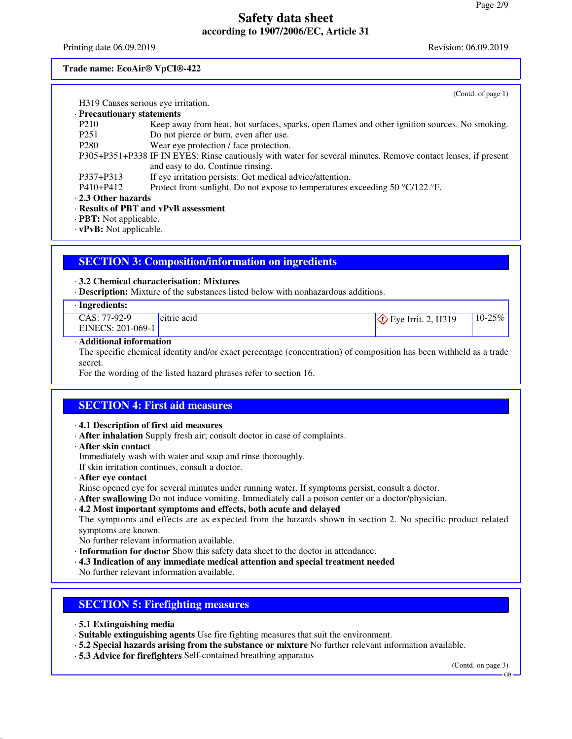**Trade name: EcoAir® VpCI®-422**

(Contd. of page 1)

H319 Causes serious eye irritation.

· **Precautionary statements**

| | |
|---|---|
| P210 | Keep away from heat, hot surfaces, sparks, open flames and other ignition sources. No smoking. |
| P251 | Do not pierce or burn, even after use. |
| P280 | Wear eye protection / face protection. |
| P305+P351+P338 | IF IN EYES: Rinse cautiously with water for several minutes. Remove contact lenses, if present and easy to do. Continue rinsing. |
| P337+P313 | If eye irritation persists: Get medical advice/attention. |
| P410+P412 | Protect from sunlight. Do not expose to temperatures exceeding 50 °C/122 °F. |

· **2.3 Other hazards**

· **Results of PBT and vPvB assessment**

· **PBT:** Not applicable.

· **vPvB:** Not applicable.

## SECTION 3: Composition/information on ingredients

· **3.2 Chemical characterisation: Mixtures**

· **Description:** Mixture of the substances listed below with nonhazardous additions.

· **Ingredients:**

| | | | |
|---|---|---|---|
| CAS: 77-92-9<br>EINECS: 201-069-1 | citric acid | Eye Irrit. 2, H319 | 10-25% |

· **Additional information**

The specific chemical identity and/or exact percentage (concentration) of composition has been withheld as a trade secret.

For the wording of the listed hazard phrases refer to section 16.

## SECTION 4: First aid measures

· **4.1 Description of first aid measures**

· **After inhalation** Supply fresh air; consult doctor in case of complaints.

· **After skin contact**

Immediately wash with water and soap and rinse thoroughly.

If skin irritation continues, consult a doctor.

· **After eye contact**

Rinse opened eye for several minutes under running water. If symptoms persist, consult a doctor.

· **After swallowing** Do not induce vomiting. Immediately call a poison center or a doctor/physician.

· **4.2 Most important symptoms and effects, both acute and delayed**

The symptoms and effects are as expected from the hazards shown in section 2. No specific product related symptoms are known.

No further relevant information available.

· **Information for doctor** Show this safety data sheet to the doctor in attendance.

· **4.3 Indication of any immediate medical attention and special treatment needed**

No further relevant information available.

## SECTION 5: Firefighting measures

· **5.1 Extinguishing media**

· **Suitable extinguishing agents** Use fire fighting measures that suit the environment.

· **5.2 Special hazards arising from the substance or mixture** No further relevant information available.

· **5.3 Advice for firefighters** Self-contained breathing apparatus

(Contd. on page 3)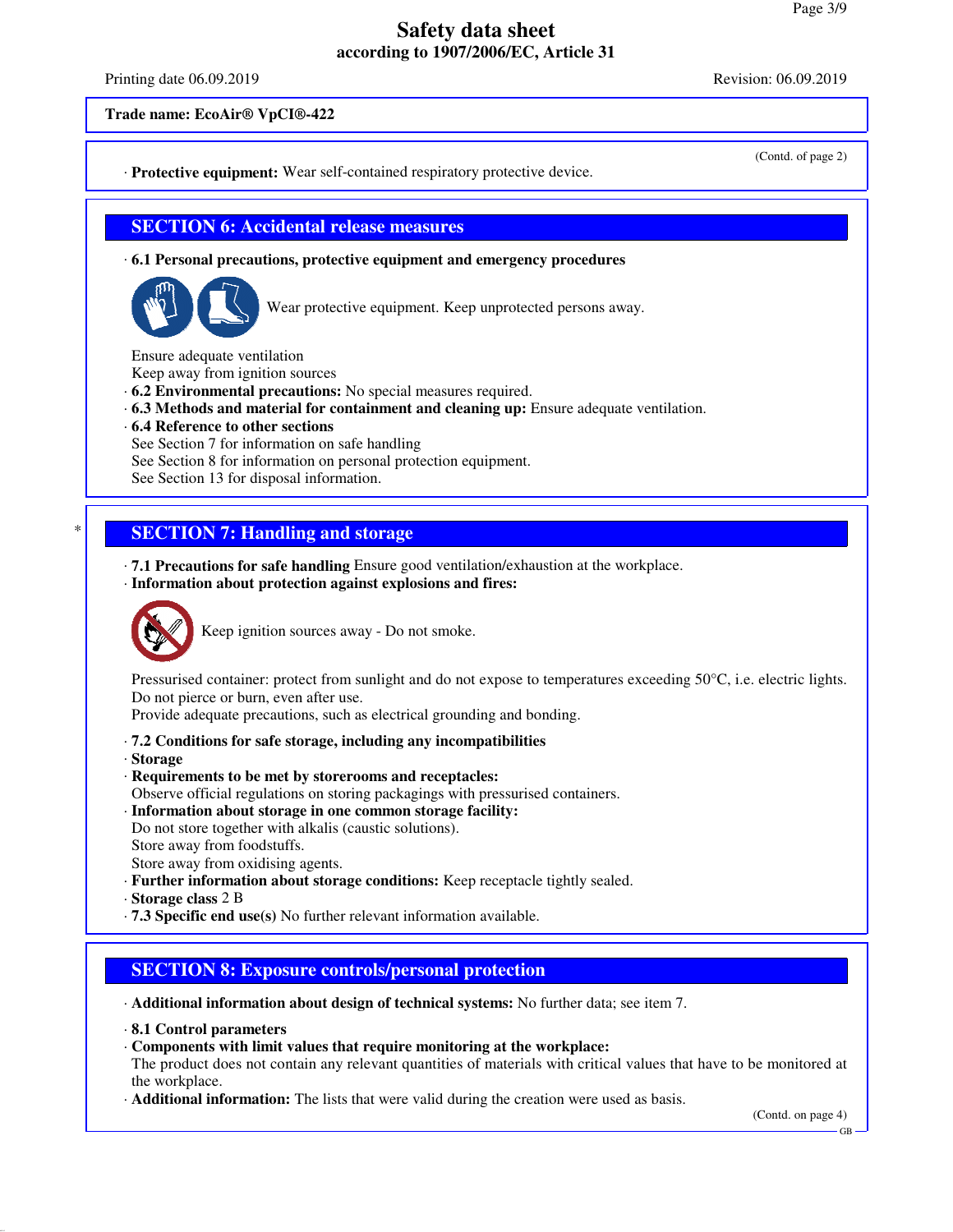**Trade name: EcoAir® VpCI®-422**

(Contd. of page 2)

· **Protective equipment:** Wear self-contained respiratory protective device.

## SECTION 6: Accidental release measures

· **6.1 Personal precautions, protective equipment and emergency procedures**

Wear protective equipment. Keep unprotected persons away.

Ensure adequate ventilation
Keep away from ignition sources

· **6.2 Environmental precautions:** No special measures required.

· **6.3 Methods and material for containment and cleaning up:** Ensure adequate ventilation.

· **6.4 Reference to other sections**
See Section 7 for information on safe handling
See Section 8 for information on personal protection equipment.
See Section 13 for disposal information.

\* 

## SECTION 7: Handling and storage

· **7.1 Precautions for safe handling** Ensure good ventilation/exhaustion at the workplace.

· **Information about protection against explosions and fires:**

Keep ignition sources away - Do not smoke.

Pressurised container: protect from sunlight and do not expose to temperatures exceeding 50°C, i.e. electric lights. Do not pierce or burn, even after use.
Provide adequate precautions, such as electrical grounding and bonding.

· **7.2 Conditions for safe storage, including any incompatibilities**

· **Storage**

· **Requirements to be met by storerooms and receptacles:**
Observe official regulations on storing packagings with pressurised containers.

· **Information about storage in one common storage facility:**
Do not store together with alkalis (caustic solutions).
Store away from foodstuffs.
Store away from oxidising agents.

· **Further information about storage conditions:** Keep receptacle tightly sealed.

· **Storage class** 2 B

· **7.3 Specific end use(s)** No further relevant information available.

## SECTION 8: Exposure controls/personal protection

· **Additional information about design of technical systems:** No further data; see item 7.

· **8.1 Control parameters**

· **Components with limit values that require monitoring at the workplace:**
The product does not contain any relevant quantities of materials with critical values that have to be monitored at the workplace.

· **Additional information:** The lists that were valid during the creation were used as basis.

(Contd. on page 4)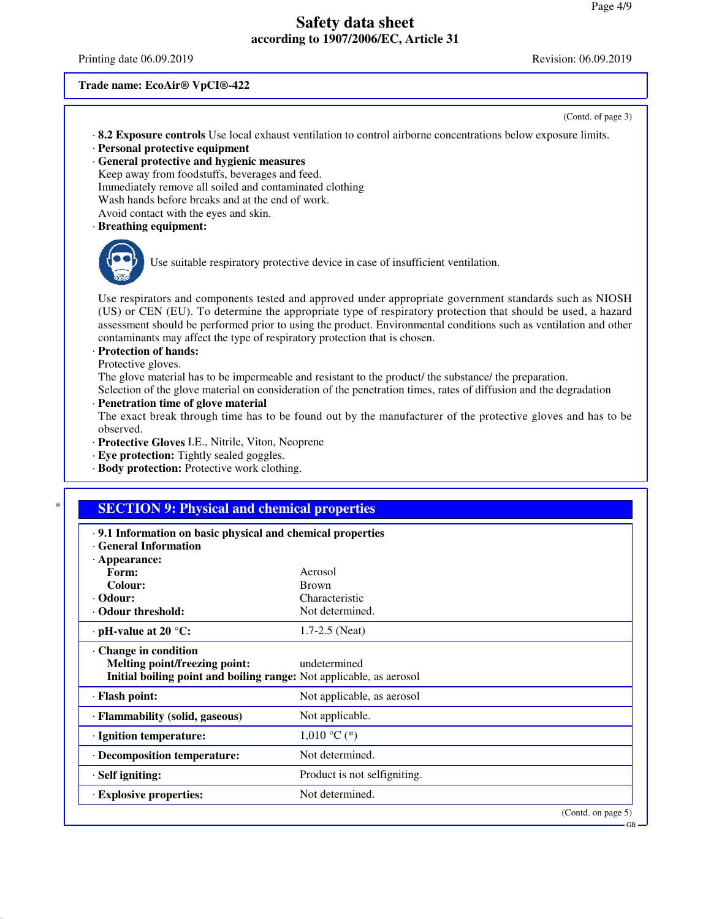**Trade name: EcoAir® VpCI®-422**

(Contd. of page 3)

· **8.2 Exposure controls** Use local exhaust ventilation to control airborne concentrations below exposure limits.

· **Personal protective equipment**

· **General protective and hygienic measures**

Keep away from foodstuffs, beverages and feed.
Immediately remove all soiled and contaminated clothing
Wash hands before breaks and at the end of work.
Avoid contact with the eyes and skin.

· **Breathing equipment:**

Use suitable respiratory protective device in case of insufficient ventilation.

Use respirators and components tested and approved under appropriate government standards such as NIOSH (US) or CEN (EU). To determine the appropriate type of respiratory protection that should be used, a hazard assessment should be performed prior to using the product. Environmental conditions such as ventilation and other contaminants may affect the type of respiratory protection that is chosen.

· **Protection of hands:**

Protective gloves.
The glove material has to be impermeable and resistant to the product/ the substance/ the preparation.
Selection of the glove material on consideration of the penetration times, rates of diffusion and the degradation

· **Penetration time of glove material**

The exact break through time has to be found out by the manufacturer of the protective gloves and has to be observed.

· **Protective Gloves** I.E., Nitrile, Viton, Neoprene

· **Eye protection:** Tightly sealed goggles.

· **Body protection:** Protective work clothing.

## SECTION 9: Physical and chemical properties

· **9.1 Information on basic physical and chemical properties**

· **General Information**

| | |
|---|---|
| · **Appearance:** | |
| **Form:** | Aerosol |
| **Colour:** | Brown |
| · **Odour:** | Characteristic |
| · **Odour threshold:** | Not determined. |
| · **pH-value at 20 °C:** | 1.7-2.5 (Neat) |
| · **Change in condition** | |
| **Melting point/freezing point:** | undetermined |
| **Initial boiling point and boiling range:** | Not applicable, as aerosol |
| · **Flash point:** | Not applicable, as aerosol |
| · **Flammability (solid, gaseous)** | Not applicable. |
| · **Ignition temperature:** | 1,010 °C (*) |
| · **Decomposition temperature:** | Not determined. |
| · **Self igniting:** | Product is not selfigniting. |
| · **Explosive properties:** | Not determined. |

(Contd. on page 5)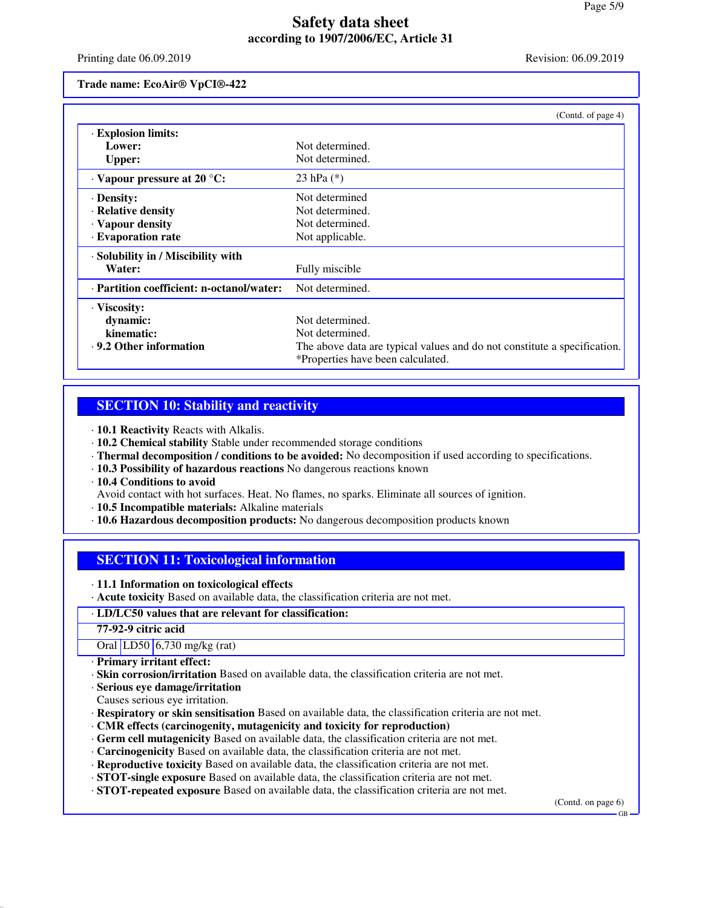Safety data sheet
according to 1907/2006/EC, Article 31

Printing date 06.09.2019 Revision: 06.09.2019

**Trade name: EcoAir® VpCI®-422**

(Contd. of page 4)

| | |
|---|---|
| · **Explosion limits:** | |
| **Lower:** | Not determined. |
| **Upper:** | Not determined. |
| · **Vapour pressure at 20 °C:** | 23 hPa (*) |
| · **Density:** | Not determined |
| · **Relative density** | Not determined. |
| · **Vapour density** | Not determined. |
| · **Evaporation rate** | Not applicable. |
| · **Solubility in / Miscibility with** | |
| **Water:** | Fully miscible |
| · **Partition coefficient: n-octanol/water:** | Not determined. |
| · **Viscosity:** | |
| **dynamic:** | Not determined. |
| **kinematic:** | Not determined. |
| · **9.2 Other information** | The above data are typical values and do not constitute a specification. *Properties have been calculated. |

## SECTION 10: Stability and reactivity

· **10.1 Reactivity** Reacts with Alkalis.
· **10.2 Chemical stability** Stable under recommended storage conditions
· **Thermal decomposition / conditions to be avoided:** No decomposition if used according to specifications.
· **10.3 Possibility of hazardous reactions** No dangerous reactions known
· **10.4 Conditions to avoid**
Avoid contact with hot surfaces. Heat. No flames, no sparks. Eliminate all sources of ignition.
· **10.5 Incompatible materials:** Alkaline materials
· **10.6 Hazardous decomposition products:** No dangerous decomposition products known

## SECTION 11: Toxicological information

· **11.1 Information on toxicological effects**
· **Acute toxicity** Based on available data, the classification criteria are not met.

| · **LD/LC50 values that are relevant for classification:** | | |
|---|---|---|
| **77-92-9 citric acid** | | |
| Oral | LD50 | 6,730 mg/kg (rat) |

· **Primary irritant effect:**
· **Skin corrosion/irritation** Based on available data, the classification criteria are not met.
· **Serious eye damage/irritation**
Causes serious eye irritation.
· **Respiratory or skin sensitisation** Based on available data, the classification criteria are not met.
· **CMR effects (carcinogenity, mutagenicity and toxicity for reproduction)**
· **Germ cell mutagenicity** Based on available data, the classification criteria are not met.
· **Carcinogenicity** Based on available data, the classification criteria are not met.
· **Reproductive toxicity** Based on available data, the classification criteria are not met.
· **STOT-single exposure** Based on available data, the classification criteria are not met.
· **STOT-repeated exposure** Based on available data, the classification criteria are not met.

(Contd. on page 6)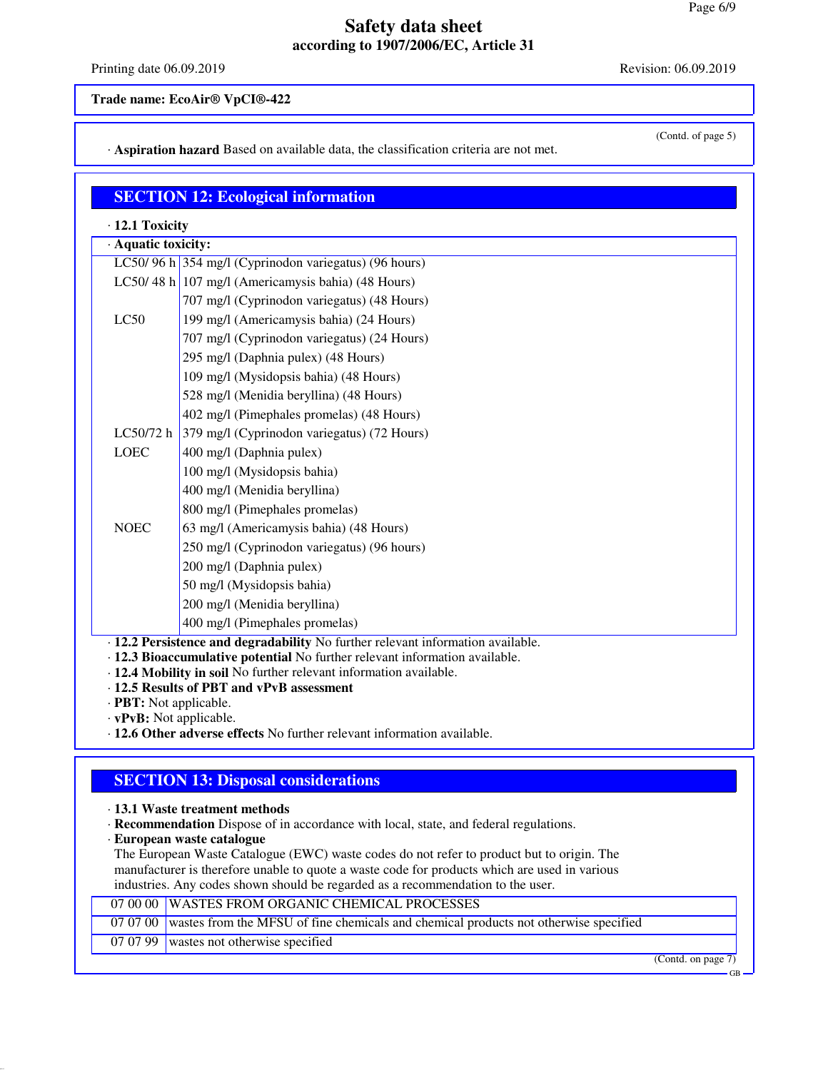Trade name: EcoAir® VpCI®-422

(Contd. of page 5)

· **Aspiration hazard** Based on available data, the classification criteria are not met.

## SECTION 12: Ecological information

· **12.1 Toxicity**

| · Aquatic toxicity: | |
|---|---|
| LC50/ 96 h | 354 mg/l (Cyprinodon variegatus) (96 hours) |
| LC50/ 48 h | 107 mg/l (Americamysis bahia) (48 Hours) |
| | 707 mg/l (Cyprinodon variegatus) (48 Hours) |
| LC50 | 199 mg/l (Americamysis bahia) (24 Hours) |
| | 707 mg/l (Cyprinodon variegatus) (24 Hours) |
| | 295 mg/l (Daphnia pulex) (48 Hours) |
| | 109 mg/l (Mysidopsis bahia) (48 Hours) |
| | 528 mg/l (Menidia beryllina) (48 Hours) |
| | 402 mg/l (Pimephales promelas) (48 Hours) |
| LC50/72 h | 379 mg/l (Cyprinodon variegatus) (72 Hours) |
| LOEC | 400 mg/l (Daphnia pulex) |
| | 100 mg/l (Mysidopsis bahia) |
| | 400 mg/l (Menidia beryllina) |
| | 800 mg/l (Pimephales promelas) |
| NOEC | 63 mg/l (Americamysis bahia) (48 Hours) |
| | 250 mg/l (Cyprinodon variegatus) (96 hours) |
| | 200 mg/l (Daphnia pulex) |
| | 50 mg/l (Mysidopsis bahia) |
| | 200 mg/l (Menidia beryllina) |
| | 400 mg/l (Pimephales promelas) |

· **12.2 Persistence and degradability** No further relevant information available.
· **12.3 Bioaccumulative potential** No further relevant information available.
· **12.4 Mobility in soil** No further relevant information available.
· **12.5 Results of PBT and vPvB assessment**
· **PBT:** Not applicable.
· **vPvB:** Not applicable.
· **12.6 Other adverse effects** No further relevant information available.

## SECTION 13: Disposal considerations

· **13.1 Waste treatment methods**
· **Recommendation** Dispose of in accordance with local, state, and federal regulations.
· **European waste catalogue**
The European Waste Catalogue (EWC) waste codes do not refer to product but to origin. The manufacturer is therefore unable to quote a waste code for products which are used in various industries. Any codes shown should be regarded as a recommendation to the user.

| | |
|---|---|
| 07 00 00 | WASTES FROM ORGANIC CHEMICAL PROCESSES |
| 07 07 00 | wastes from the MFSU of fine chemicals and chemical products not otherwise specified |
| 07 07 99 | wastes not otherwise specified |

(Contd. on page 7)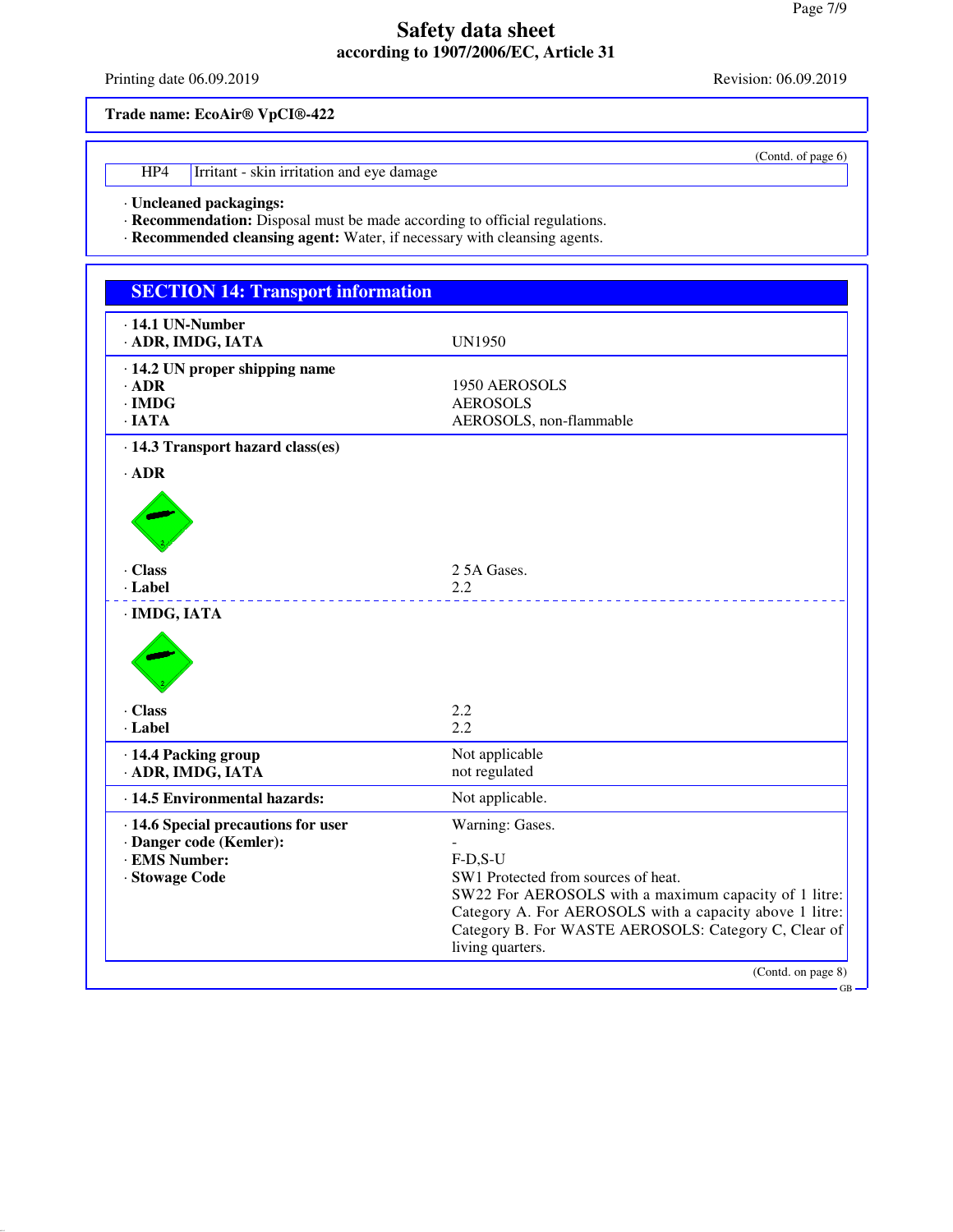Safety data sheet
according to 1907/2006/EC, Article 31

Printing date 06.09.2019 Revision: 06.09.2019

**Trade name: EcoAir® VpCI®-422**

(Contd. of page 6)

| HP4 | Irritant - skin irritation and eye damage |
|---|---|

· **Uncleaned packagings:**
· **Recommendation:** Disposal must be made according to official regulations.
· **Recommended cleansing agent:** Water, if necessary with cleansing agents.

## SECTION 14: Transport information

· **14.1 UN-Number**
· **ADR, IMDG, IATA** UN1950

· **14.2 UN proper shipping name**
· **ADR** 1950 AEROSOLS
· **IMDG** AEROSOLS
· **IATA** AEROSOLS, non-flammable

· **14.3 Transport hazard class(es)**

· **ADR**

· **Class** 2 5A Gases.
· **Label** 2.2

· **IMDG, IATA**

· **Class** 2.2
· **Label** 2.2

· **14.4 Packing group** Not applicable
· **ADR, IMDG, IATA** not regulated

· **14.5 Environmental hazards:** Not applicable.

· **14.6 Special precautions for user** Warning: Gases.
· **Danger code (Kemler):** -
· **EMS Number:** F-D,S-U
· **Stowage Code** SW1 Protected from sources of heat.
SW22 For AEROSOLS with a maximum capacity of 1 litre: Category A. For AEROSOLS with a capacity above 1 litre: Category B. For WASTE AEROSOLS: Category C, Clear of living quarters.

(Contd. on page 8)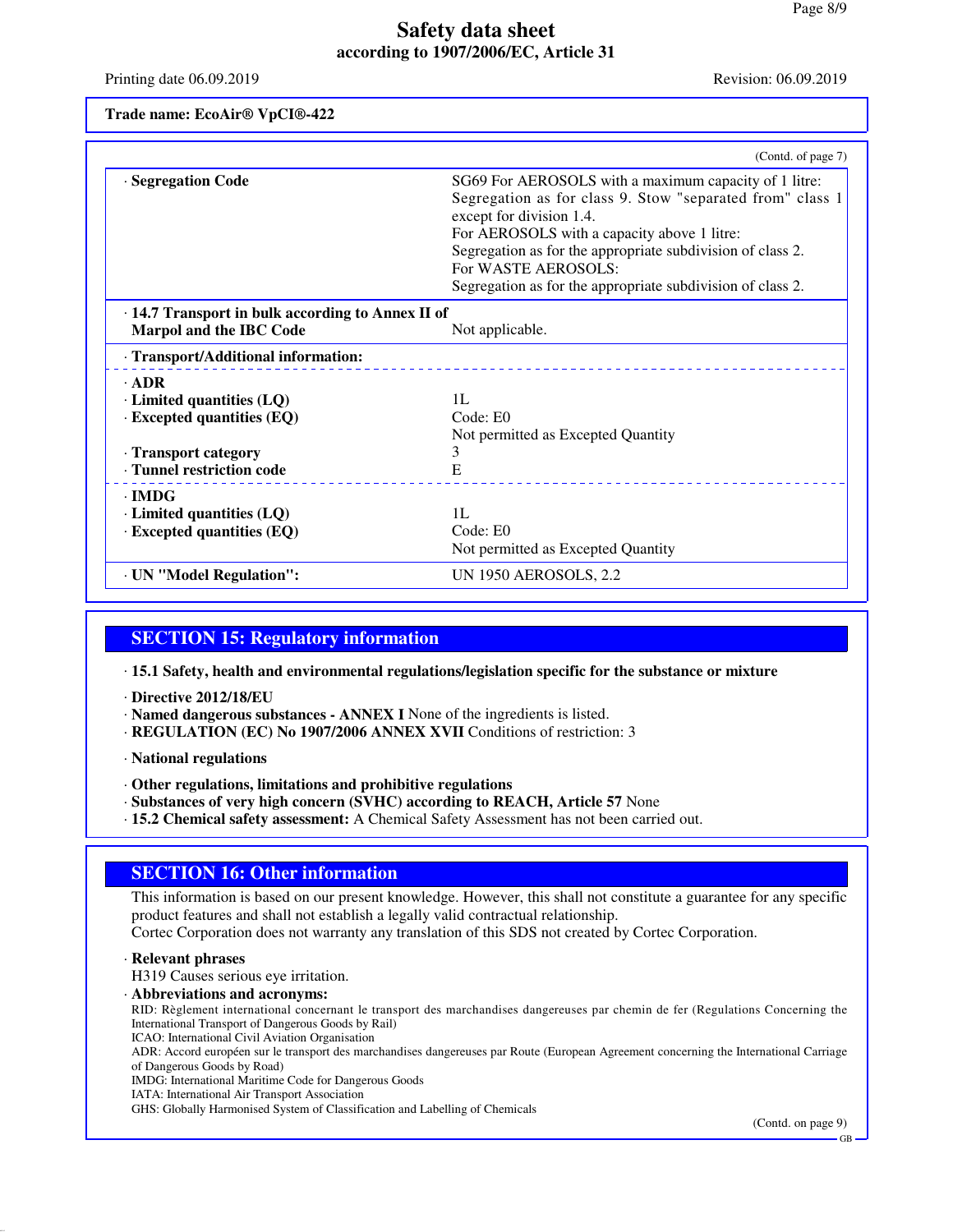# Safety data sheet
## according to 1907/2006/EC, Article 31

Printing date 06.09.2019 Revision: 06.09.2019

**Trade name: EcoAir® VpCI®-422**

(Contd. of page 7)

| | |
|---|---|
| · **Segregation Code** | SG69 For AEROSOLS with a maximum capacity of 1 litre: Segregation as for class 9. Stow "separated from" class 1 except for division 1.4. For AEROSOLS with a capacity above 1 litre: Segregation as for the appropriate subdivision of class 2. For WASTE AEROSOLS: Segregation as for the appropriate subdivision of class 2. |
| · **14.7 Transport in bulk according to Annex II of Marpol and the IBC Code** | Not applicable. |
| · **Transport/Additional information:** | |
| · **ADR** | |
| · **Limited quantities (LQ)** | 1L |
| · **Excepted quantities (EQ)** | Code: E0<br>Not permitted as Excepted Quantity |
| · **Transport category** | 3 |
| · **Tunnel restriction code** | E |
| · **IMDG** | |
| · **Limited quantities (LQ)** | 1L |
| · **Excepted quantities (EQ)** | Code: E0<br>Not permitted as Excepted Quantity |
| · **UN "Model Regulation":** | UN 1950 AEROSOLS, 2.2 |

## SECTION 15: Regulatory information

· **15.1 Safety, health and environmental regulations/legislation specific for the substance or mixture**

· **Directive 2012/18/EU**
· **Named dangerous substances - ANNEX I** None of the ingredients is listed.
· **REGULATION (EC) No 1907/2006 ANNEX XVII** Conditions of restriction: 3

· **National regulations**

· **Other regulations, limitations and prohibitive regulations**
· **Substances of very high concern (SVHC) according to REACH, Article 57** None
· **15.2 Chemical safety assessment:** A Chemical Safety Assessment has not been carried out.

## SECTION 16: Other information

This information is based on our present knowledge. However, this shall not constitute a guarantee for any specific product features and shall not establish a legally valid contractual relationship.
Cortec Corporation does not warranty any translation of this SDS not created by Cortec Corporation.

· **Relevant phrases**
H319 Causes serious eye irritation.

· **Abbreviations and acronyms:**
RID: Règlement international concernant le transport des marchandises dangereuses par chemin de fer (Regulations Concerning the International Transport of Dangerous Goods by Rail)
ICAO: International Civil Aviation Organisation
ADR: Accord européen sur le transport des marchandises dangereuses par Route (European Agreement concerning the International Carriage of Dangerous Goods by Road)
IMDG: International Maritime Code for Dangerous Goods
IATA: International Air Transport Association
GHS: Globally Harmonised System of Classification and Labelling of Chemicals

(Contd. on page 9)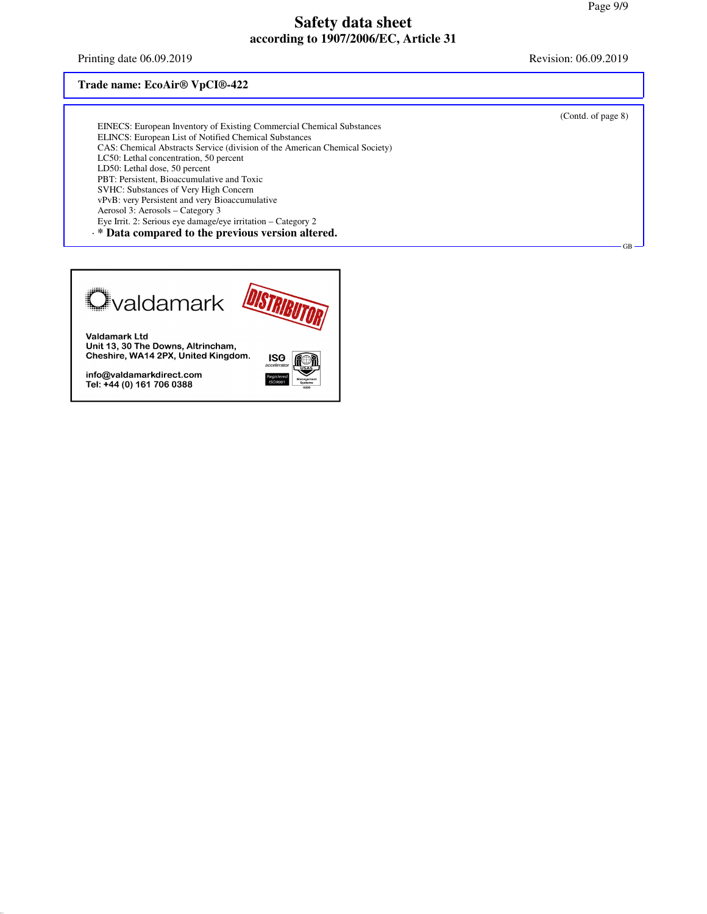Trade name: EcoAir® VpCI®-422

(Contd. of page 8)

EINECS: European Inventory of Existing Commercial Chemical Substances
ELINCS: European List of Notified Chemical Substances
CAS: Chemical Abstracts Service (division of the American Chemical Society)
LC50: Lethal concentration, 50 percent
LD50: Lethal dose, 50 percent
PBT: Persistent, Bioaccumulative and Toxic
SVHC: Substances of Very High Concern
vPvB: very Persistent and very Bioaccumulative
Aerosol 3: Aerosols – Category 3
Eye Irrit. 2: Serious eye damage/eye irritation – Category 2

· **\* Data compared to the previous version altered.**

GB

valdamark DISTRIBUTOR

Valdamark Ltd
Unit 13, 30 The Downs, Altrincham,
Cheshire, WA14 2PX, United Kingdom.

info@valdamarkdirect.com
Tel: +44 (0) 161 706 0388